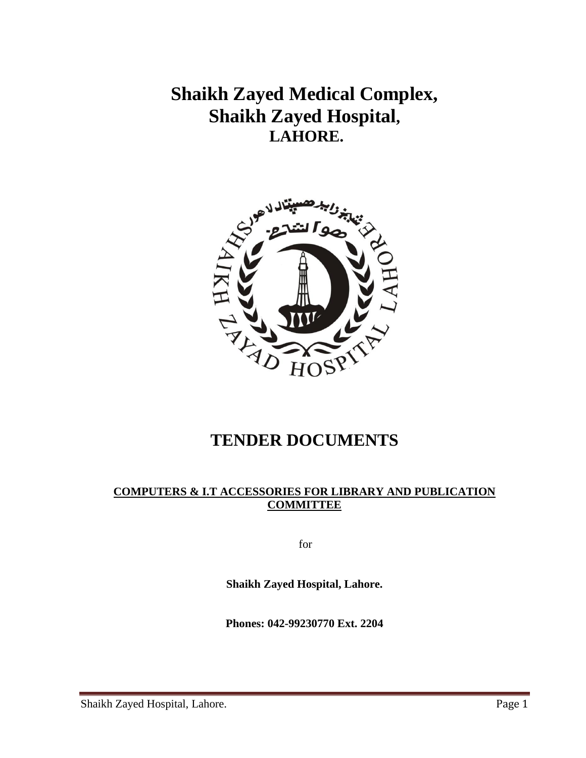# Shaikh Zayed Medical Complex,
# Shaikh Zayed Hospital,
## LAHORE.

# TENDER DOCUMENTS

**COMPUTERS & I.T ACCESSORIES FOR LIBRARY AND PUBLICATION COMMITTEE**

for

**Shaikh Zayed Hospital, Lahore.**

**Phones: 042-99230770 Ext. 2204**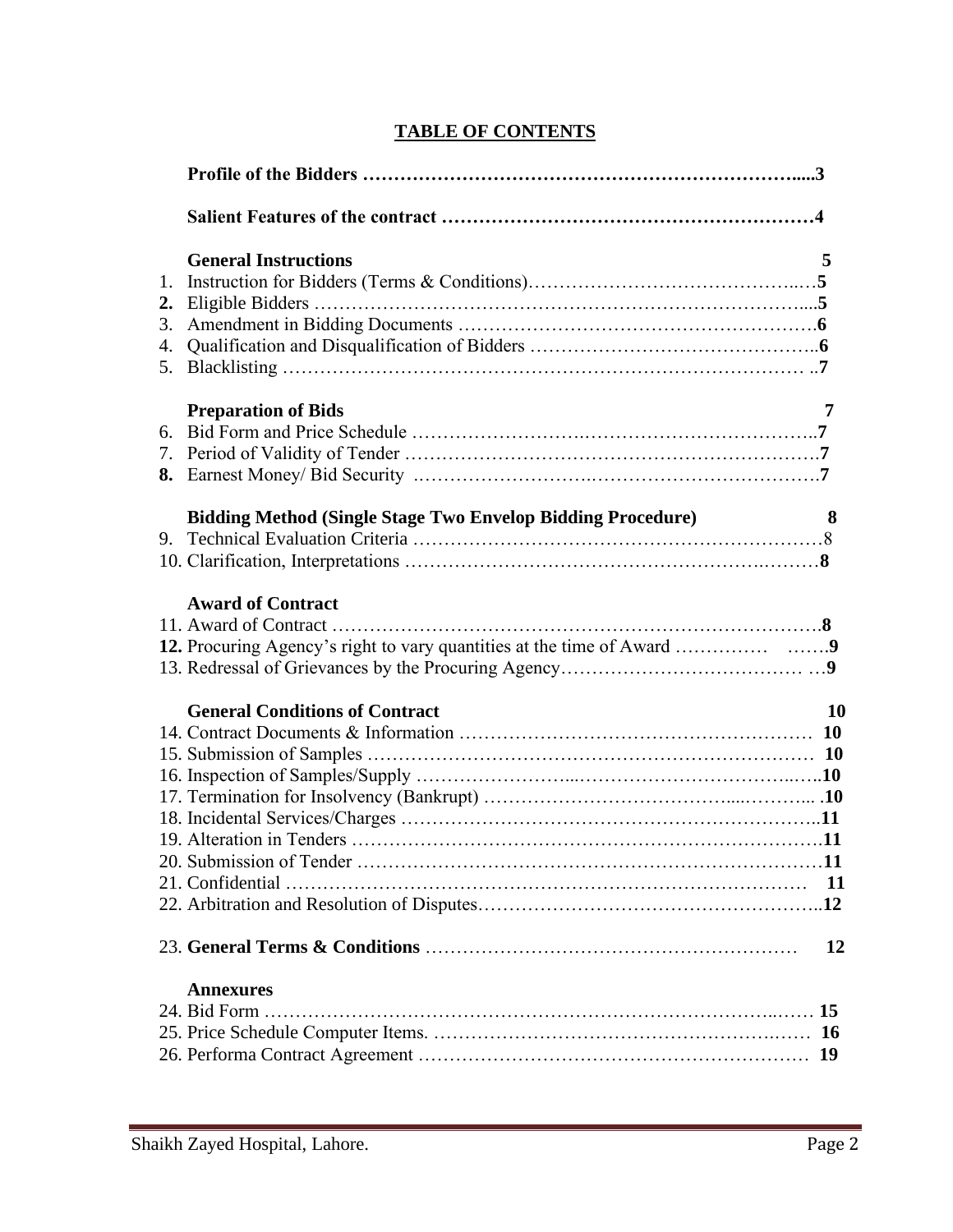# TABLE OF CONTENTS

**Profile of the Bidders ……………………………………………………………....3**

**Salient Features of the contract ……………………………………………………4**

**General Instructions** **5**

1. Instruction for Bidders (Terms & Conditions)……………………………………..…**5**
2. Eligible Bidders ………………………………………………………………………...**5**
3. Amendment in Bidding Documents ………………………………………………….**6**
4. Qualification and Disqualification of Bidders ………………………………………..**6**
5. Blacklisting ……………………………………………………………………… ..**7**

**Preparation of Bids** **7**

6. Bid Form and Price Schedule ……………………….…………………………………..**7**
7. Period of Validity of Tender ………………………………………………………….**7**
8. Earnest Money/ Bid Security .………………………..……………………………….**7**

**Bidding Method (Single Stage Two Envelop Bidding Procedure)** **8**

9. Technical Evaluation Criteria …………………………………………………………8
10. Clarification, Interpretations …………………………………………….………**8**

**Award of Contract**

11. Award of Contract ……………………………………………………………………**8**
12. Procuring Agency's right to vary quantities at the time of Award …………… …….**9**
13. Redressal of Grievances by the Procuring Agency………………………………… …**9**

**General Conditions of Contract** **10**

14. Contract Documents & Information ………………………………………………… **10**
15. Submission of Samples ……………………………………………………………… **10**
16. Inspection of Samples/Supply ……………………...……………………………...…..**10**
17. Termination for Insolvency (Bankrupt) ……………………………....………... .**10**
18. Incidental Services/Charges ……………………………………………………….. **11**
19. Alteration in Tenders ……………………………………………………………….**11**
20. Submission of Tender ……………………………………………………………….**11**
21. Confidential …………………………………………………………….………… **11**
22. Arbitration and Resolution of Disputes……………………….…………………...**12**

23. **General Terms & Conditions** …………………………………………………… **12**

**Annexures**

24. Bid Form ……………………………………………………………………..…… **15**
25. Price Schedule Computer Items. ……………………………………………….…… **16**
26. Performa Contract Agreement ………………………………………………………… **19**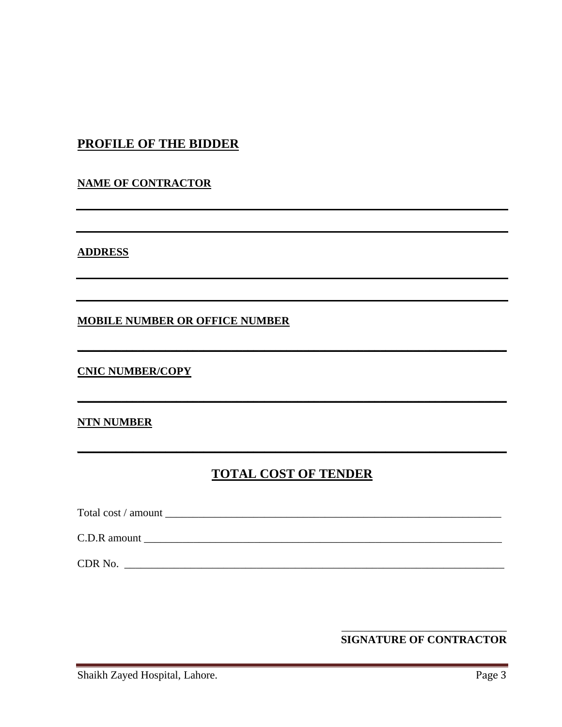## PROFILE OF THE BIDDER

**NAME OF CONTRACTOR**

______________________________________________________________________

______________________________________________________________________

**ADDRESS**

______________________________________________________________________

______________________________________________________________________

**MOBILE NUMBER OR OFFICE NUMBER**

______________________________________________________________________

**CNIC NUMBER/COPY**

______________________________________________________________________

**NTN NUMBER**

______________________________________________________________________

## TOTAL COST OF TENDER

Total cost / amount ________________________________________________________________

C.D.R amount ____________________________________________________________________

CDR No. ________________________________________________________________________

______________________________

**SIGNATURE OF CONTRACTOR**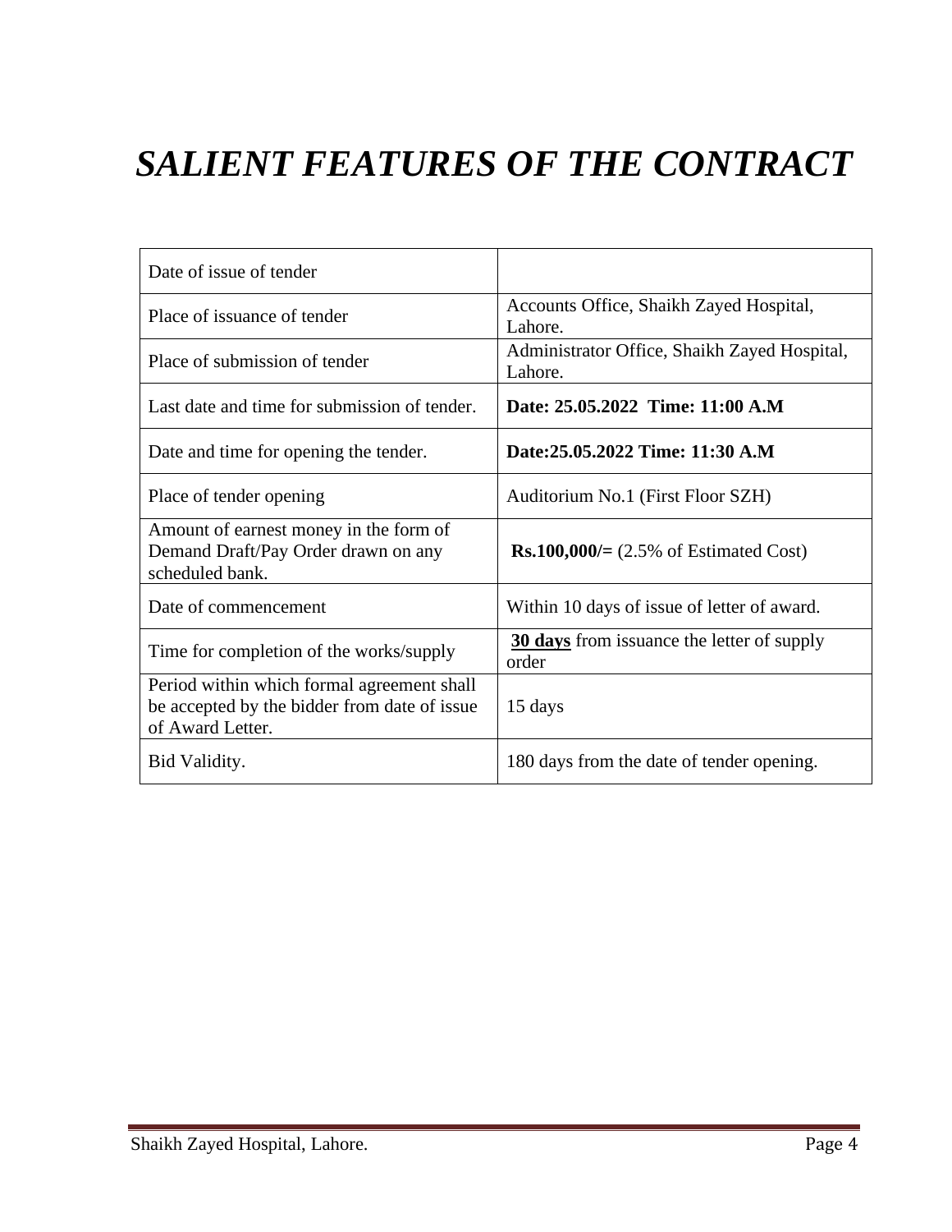# *SALIENT FEATURES OF THE CONTRACT*

| | |
|---|---|
| Date of issue of tender | |
| Place of issuance of tender | Accounts Office, Shaikh Zayed Hospital, Lahore. |
| Place of submission of tender | Administrator Office, Shaikh Zayed Hospital, Lahore. |
| Last date and time for submission of tender. | **Date: 25.05.2022 Time: 11:00 A.M** |
| Date and time for opening the tender. | **Date:25.05.2022 Time: 11:30 A.M** |
| Place of tender opening | Auditorium No.1 (First Floor SZH) |
| Amount of earnest money in the form of Demand Draft/Pay Order drawn on any scheduled bank. | **Rs.100,000/=** (2.5% of Estimated Cost) |
| Date of commencement | Within 10 days of issue of letter of award. |
| Time for completion of the works/supply | **30 days** from issuance the letter of supply order |
| Period within which formal agreement shall be accepted by the bidder from date of issue of Award Letter. | 15 days |
| Bid Validity. | 180 days from the date of tender opening. |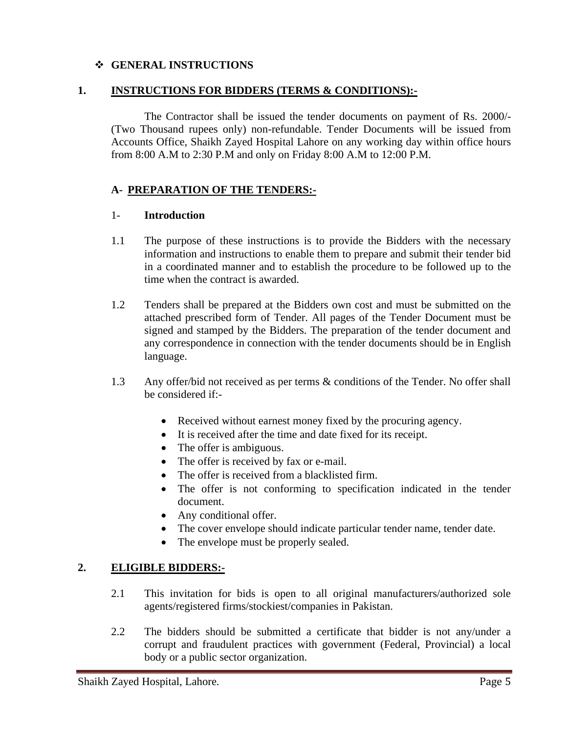## ❖ GENERAL INSTRUCTIONS

### 1. INSTRUCTIONS FOR BIDDERS (TERMS & CONDITIONS):-

The Contractor shall be issued the tender documents on payment of Rs. 2000/- (Two Thousand rupees only) non-refundable. Tender Documents will be issued from Accounts Office, Shaikh Zayed Hospital Lahore on any working day within office hours from 8:00 A.M to 2:30 P.M and only on Friday 8:00 A.M to 12:00 P.M.

### A- PREPARATION OF THE TENDERS:-

1- **Introduction**

1.1 The purpose of these instructions is to provide the Bidders with the necessary information and instructions to enable them to prepare and submit their tender bid in a coordinated manner and to establish the procedure to be followed up to the time when the contract is awarded.

1.2 Tenders shall be prepared at the Bidders own cost and must be submitted on the attached prescribed form of Tender. All pages of the Tender Document must be signed and stamped by the Bidders. The preparation of the tender document and any correspondence in connection with the tender documents should be in English language.

1.3 Any offer/bid not received as per terms & conditions of the Tender. No offer shall be considered if:-

- Received without earnest money fixed by the procuring agency.
- It is received after the time and date fixed for its receipt.
- The offer is ambiguous.
- The offer is received by fax or e-mail.
- The offer is received from a blacklisted firm.
- The offer is not conforming to specification indicated in the tender document.
- Any conditional offer.
- The cover envelope should indicate particular tender name, tender date.
- The envelope must be properly sealed.

### 2. ELIGIBLE BIDDERS:-

2.1 This invitation for bids is open to all original manufacturers/authorized sole agents/registered firms/stockiest/companies in Pakistan.

2.2 The bidders should be submitted a certificate that bidder is not any/under a corrupt and fraudulent practices with government (Federal, Provincial) a local body or a public sector organization.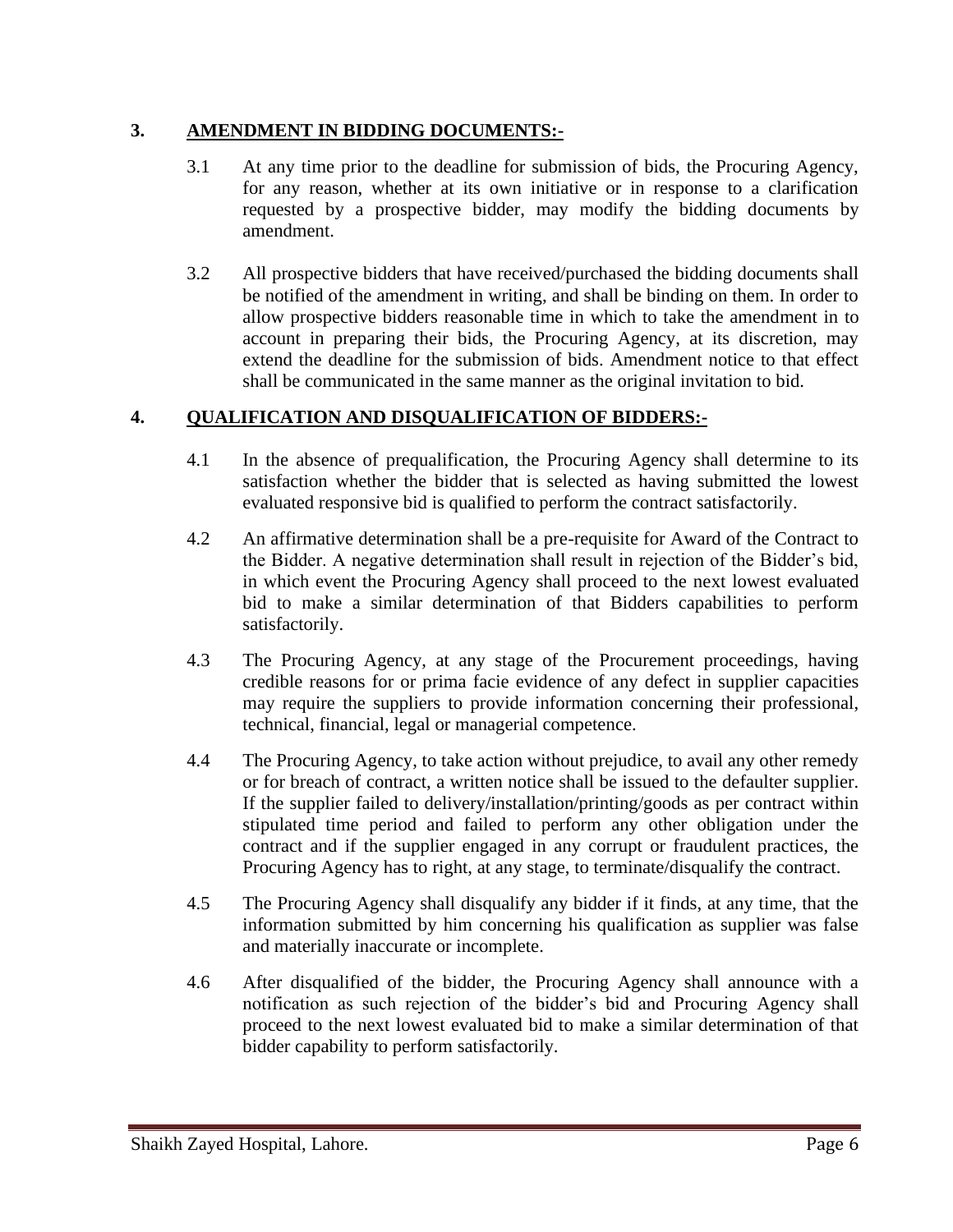## 3. AMENDMENT IN BIDDING DOCUMENTS:-

3.1 At any time prior to the deadline for submission of bids, the Procuring Agency, for any reason, whether at its own initiative or in response to a clarification requested by a prospective bidder, may modify the bidding documents by amendment.

3.2 All prospective bidders that have received/purchased the bidding documents shall be notified of the amendment in writing, and shall be binding on them. In order to allow prospective bidders reasonable time in which to take the amendment in to account in preparing their bids, the Procuring Agency, at its discretion, may extend the deadline for the submission of bids. Amendment notice to that effect shall be communicated in the same manner as the original invitation to bid.

## 4. QUALIFICATION AND DISQUALIFICATION OF BIDDERS:-

4.1 In the absence of prequalification, the Procuring Agency shall determine to its satisfaction whether the bidder that is selected as having submitted the lowest evaluated responsive bid is qualified to perform the contract satisfactorily.

4.2 An affirmative determination shall be a pre-requisite for Award of the Contract to the Bidder. A negative determination shall result in rejection of the Bidder's bid, in which event the Procuring Agency shall proceed to the next lowest evaluated bid to make a similar determination of that Bidders capabilities to perform satisfactorily.

4.3 The Procuring Agency, at any stage of the Procurement proceedings, having credible reasons for or prima facie evidence of any defect in supplier capacities may require the suppliers to provide information concerning their professional, technical, financial, legal or managerial competence.

4.4 The Procuring Agency, to take action without prejudice, to avail any other remedy or for breach of contract, a written notice shall be issued to the defaulter supplier. If the supplier failed to delivery/installation/printing/goods as per contract within stipulated time period and failed to perform any other obligation under the contract and if the supplier engaged in any corrupt or fraudulent practices, the Procuring Agency has to right, at any stage, to terminate/disqualify the contract.

4.5 The Procuring Agency shall disqualify any bidder if it finds, at any time, that the information submitted by him concerning his qualification as supplier was false and materially inaccurate or incomplete.

4.6 After disqualified of the bidder, the Procuring Agency shall announce with a notification as such rejection of the bidder's bid and Procuring Agency shall proceed to the next lowest evaluated bid to make a similar determination of that bidder capability to perform satisfactorily.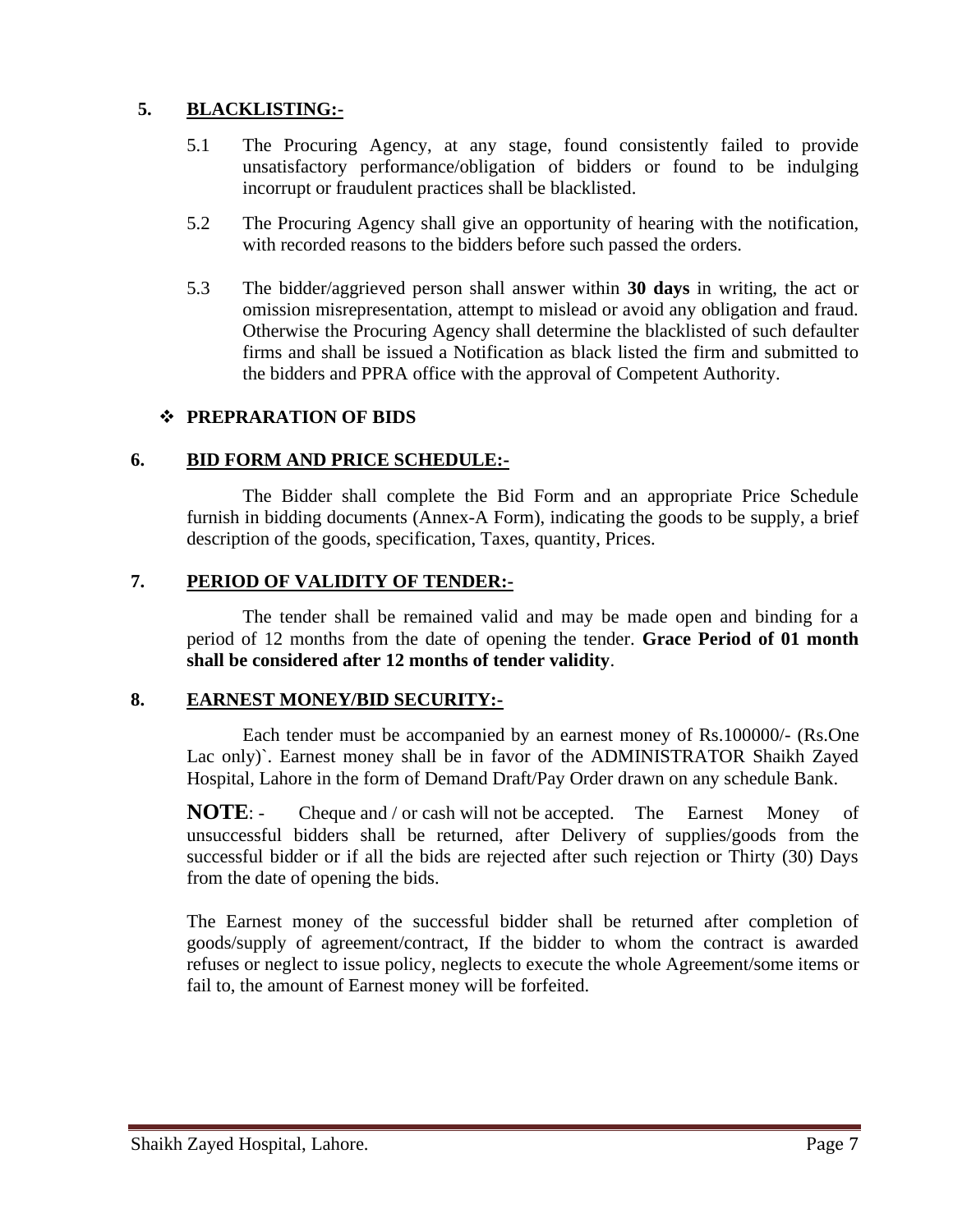## 5. BLACKLISTING:-

5.1 The Procuring Agency, at any stage, found consistently failed to provide unsatisfactory performance/obligation of bidders or found to be indulging incorrupt or fraudulent practices shall be blacklisted.

5.2 The Procuring Agency shall give an opportunity of hearing with the notification, with recorded reasons to the bidders before such passed the orders.

5.3 The bidder/aggrieved person shall answer within **30 days** in writing, the act or omission misrepresentation, attempt to mislead or avoid any obligation and fraud. Otherwise the Procuring Agency shall determine the blacklisted of such defaulter firms and shall be issued a Notification as black listed the firm and submitted to the bidders and PPRA office with the approval of Competent Authority.

- **PREPRARATION OF BIDS**

## 6. BID FORM AND PRICE SCHEDULE:-

The Bidder shall complete the Bid Form and an appropriate Price Schedule furnish in bidding documents (Annex-A Form), indicating the goods to be supply, a brief description of the goods, specification, Taxes, quantity, Prices.

## 7. PERIOD OF VALIDITY OF TENDER:-

The tender shall be remained valid and may be made open and binding for a period of 12 months from the date of opening the tender. **Grace Period of 01 month shall be considered after 12 months of tender validity**.

## 8. EARNEST MONEY/BID SECURITY:-

Each tender must be accompanied by an earnest money of Rs.100000/- (Rs.One Lac only)`. Earnest money shall be in favor of the ADMINISTRATOR Shaikh Zayed Hospital, Lahore in the form of Demand Draft/Pay Order drawn on any schedule Bank.

**NOTE**: - Cheque and / or cash will not be accepted. The Earnest Money of unsuccessful bidders shall be returned, after Delivery of supplies/goods from the successful bidder or if all the bids are rejected after such rejection or Thirty (30) Days from the date of opening the bids.

The Earnest money of the successful bidder shall be returned after completion of goods/supply of agreement/contract, If the bidder to whom the contract is awarded refuses or neglect to issue policy, neglects to execute the whole Agreement/some items or fail to, the amount of Earnest money will be forfeited.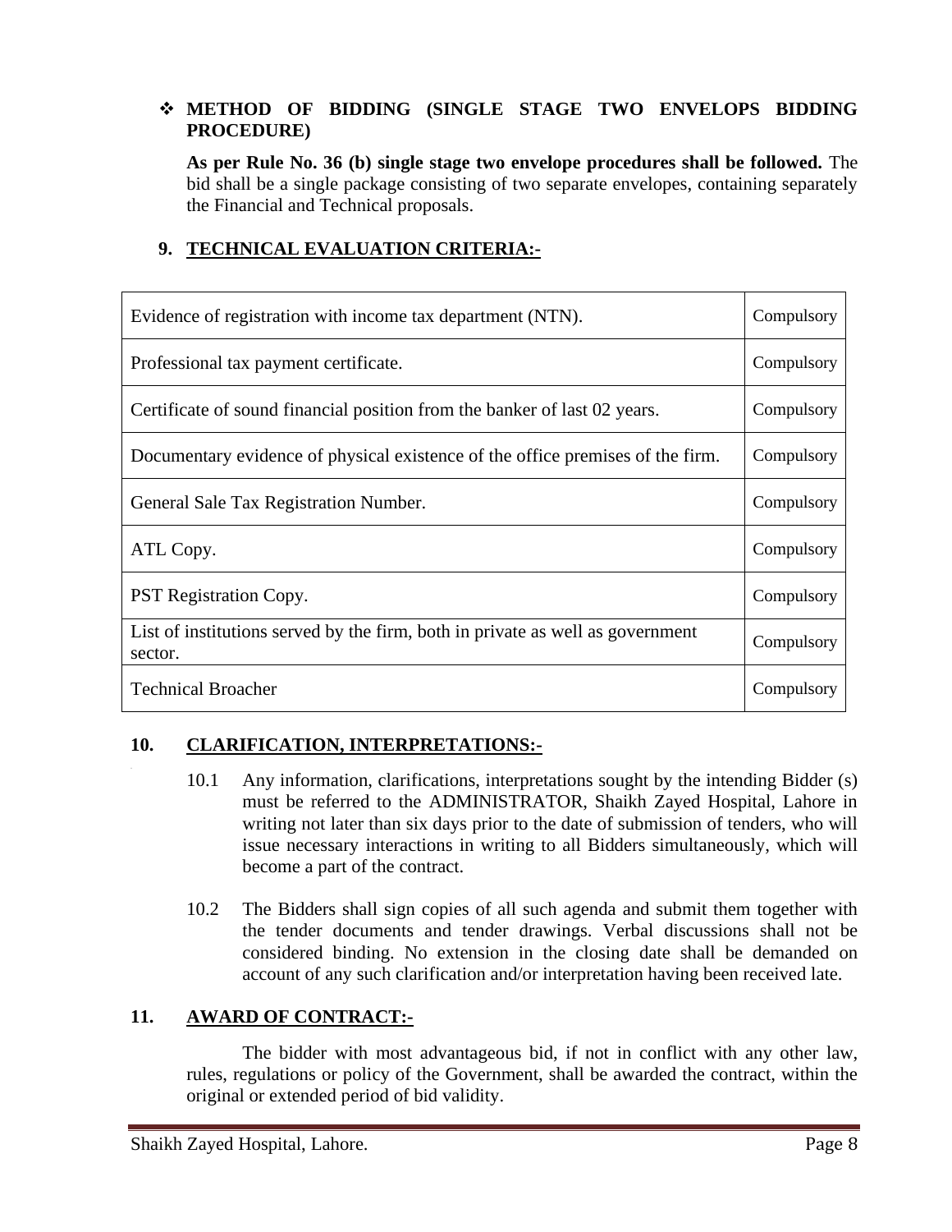- **METHOD OF BIDDING (SINGLE STAGE TWO ENVELOPS BIDDING PROCEDURE)**

  **As per Rule No. 36 (b) single stage two envelope procedures shall be followed.** The bid shall be a single package consisting of two separate envelopes, containing separately the Financial and Technical proposals.

## 9. TECHNICAL EVALUATION CRITERIA:-

| | |
|---|---|
| Evidence of registration with income tax department (NTN). | Compulsory |
| Professional tax payment certificate. | Compulsory |
| Certificate of sound financial position from the banker of last 02 years. | Compulsory |
| Documentary evidence of physical existence of the office premises of the firm. | Compulsory |
| General Sale Tax Registration Number. | Compulsory |
| ATL Copy. | Compulsory |
| PST Registration Copy. | Compulsory |
| List of institutions served by the firm, both in private as well as government sector. | Compulsory |
| Technical Broacher | Compulsory |

## 10. CLARIFICATION, INTERPRETATIONS:-

10.1 Any information, clarifications, interpretations sought by the intending Bidder (s) must be referred to the ADMINISTRATOR, Shaikh Zayed Hospital, Lahore in writing not later than six days prior to the date of submission of tenders, who will issue necessary interactions in writing to all Bidders simultaneously, which will become a part of the contract.

10.2 The Bidders shall sign copies of all such agenda and submit them together with the tender documents and tender drawings. Verbal discussions shall not be considered binding. No extension in the closing date shall be demanded on account of any such clarification and/or interpretation having been received late.

## 11. AWARD OF CONTRACT:-

The bidder with most advantageous bid, if not in conflict with any other law, rules, regulations or policy of the Government, shall be awarded the contract, within the original or extended period of bid validity.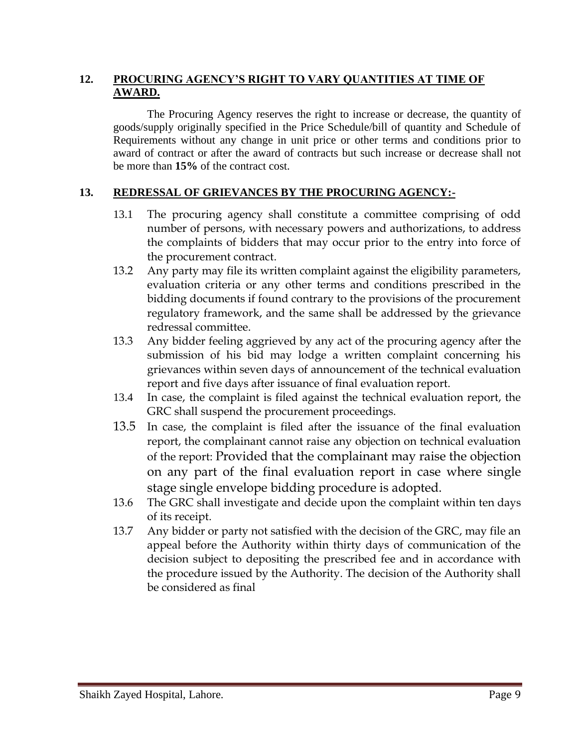## 12. PROCURING AGENCY'S RIGHT TO VARY QUANTITIES AT TIME OF AWARD.

The Procuring Agency reserves the right to increase or decrease, the quantity of goods/supply originally specified in the Price Schedule/bill of quantity and Schedule of Requirements without any change in unit price or other terms and conditions prior to award of contract or after the award of contracts but such increase or decrease shall not be more than **15%** of the contract cost.

## 13. REDRESSAL OF GRIEVANCES BY THE PROCURING AGENCY:-

13.1 The procuring agency shall constitute a committee comprising of odd number of persons, with necessary powers and authorizations, to address the complaints of bidders that may occur prior to the entry into force of the procurement contract.

13.2 Any party may file its written complaint against the eligibility parameters, evaluation criteria or any other terms and conditions prescribed in the bidding documents if found contrary to the provisions of the procurement regulatory framework, and the same shall be addressed by the grievance redressal committee.

13.3 Any bidder feeling aggrieved by any act of the procuring agency after the submission of his bid may lodge a written complaint concerning his grievances within seven days of announcement of the technical evaluation report and five days after issuance of final evaluation report.

13.4 In case, the complaint is filed against the technical evaluation report, the GRC shall suspend the procurement proceedings.

13.5 In case, the complaint is filed after the issuance of the final evaluation report, the complainant cannot raise any objection on technical evaluation of the report: Provided that the complainant may raise the objection on any part of the final evaluation report in case where single stage single envelope bidding procedure is adopted.

13.6 The GRC shall investigate and decide upon the complaint within ten days of its receipt.

13.7 Any bidder or party not satisfied with the decision of the GRC, may file an appeal before the Authority within thirty days of communication of the decision subject to depositing the prescribed fee and in accordance with the procedure issued by the Authority. The decision of the Authority shall be considered as final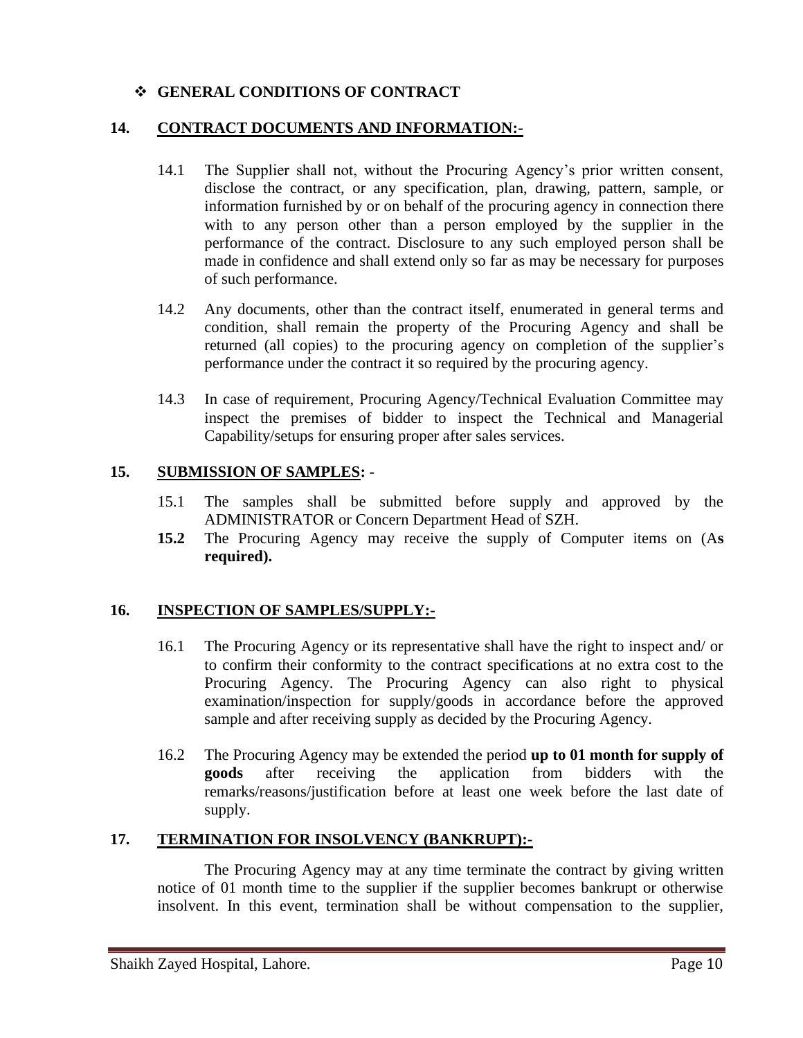## ❖ GENERAL CONDITIONS OF CONTRACT

### 14. CONTRACT DOCUMENTS AND INFORMATION:-

14.1 The Supplier shall not, without the Procuring Agency's prior written consent, disclose the contract, or any specification, plan, drawing, pattern, sample, or information furnished by or on behalf of the procuring agency in connection there with to any person other than a person employed by the supplier in the performance of the contract. Disclosure to any such employed person shall be made in confidence and shall extend only so far as may be necessary for purposes of such performance.

14.2 Any documents, other than the contract itself, enumerated in general terms and condition, shall remain the property of the Procuring Agency and shall be returned (all copies) to the procuring agency on completion of the supplier's performance under the contract it so required by the procuring agency.

14.3 In case of requirement, Procuring Agency/Technical Evaluation Committee may inspect the premises of bidder to inspect the Technical and Managerial Capability/setups for ensuring proper after sales services.

### 15. SUBMISSION OF SAMPLES: -

15.1 The samples shall be submitted before supply and approved by the ADMINISTRATOR or Concern Department Head of SZH.

**15.2** The Procuring Agency may receive the supply of Computer items on (A**s required).**

### 16. INSPECTION OF SAMPLES/SUPPLY:-

16.1 The Procuring Agency or its representative shall have the right to inspect and/ or to confirm their conformity to the contract specifications at no extra cost to the Procuring Agency. The Procuring Agency can also right to physical examination/inspection for supply/goods in accordance before the approved sample and after receiving supply as decided by the Procuring Agency.

16.2 The Procuring Agency may be extended the period **up to 01 month for supply of goods** after receiving the application from bidders with the remarks/reasons/justification before at least one week before the last date of supply.

### 17. TERMINATION FOR INSOLVENCY (BANKRUPT):-

The Procuring Agency may at any time terminate the contract by giving written notice of 01 month time to the supplier if the supplier becomes bankrupt or otherwise insolvent. In this event, termination shall be without compensation to the supplier,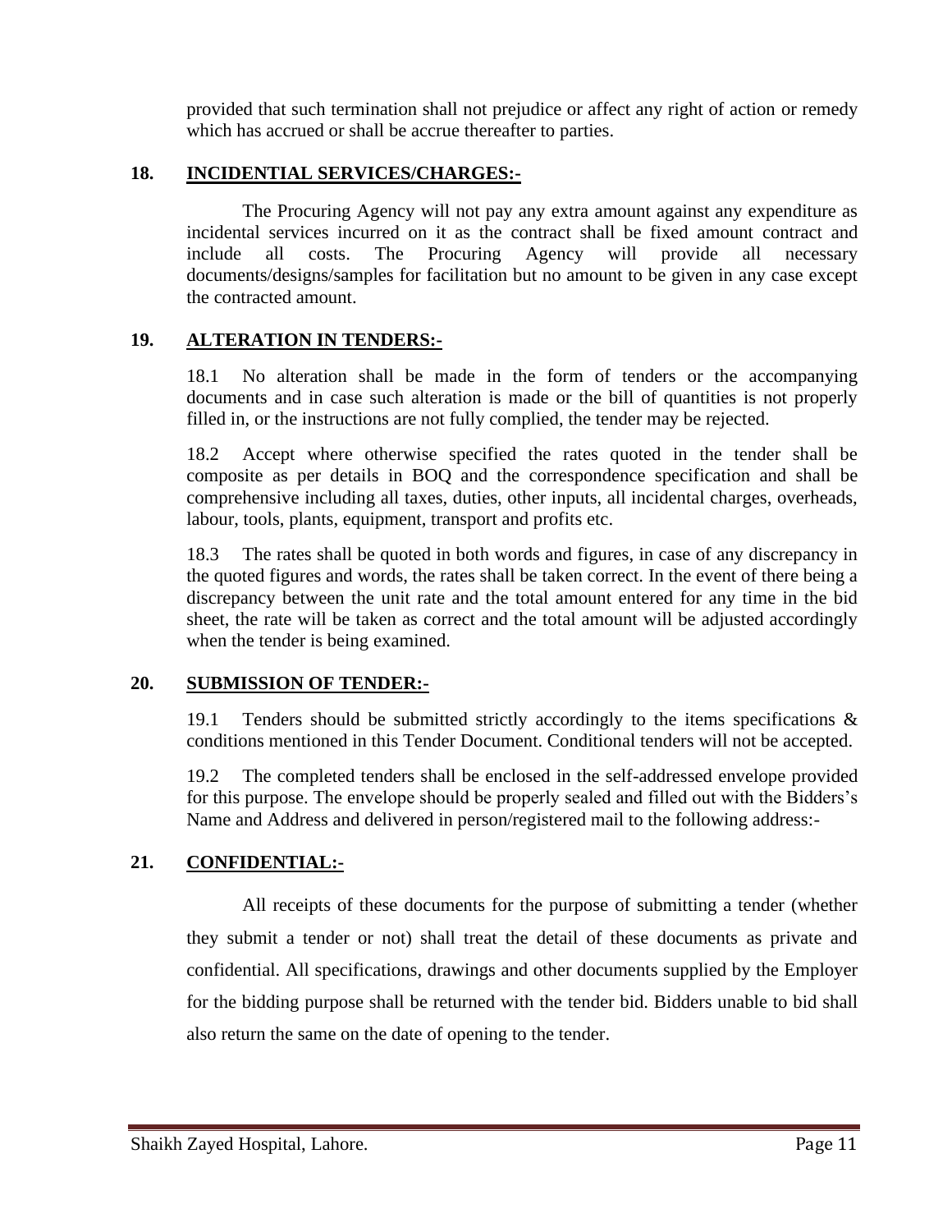provided that such termination shall not prejudice or affect any right of action or remedy which has accrued or shall be accrue thereafter to parties.

## 18. INCIDENTIAL SERVICES/CHARGES:-

The Procuring Agency will not pay any extra amount against any expenditure as incidental services incurred on it as the contract shall be fixed amount contract and include all costs. The Procuring Agency will provide all necessary documents/designs/samples for facilitation but no amount to be given in any case except the contracted amount.

## 19. ALTERATION IN TENDERS:-

18.1 No alteration shall be made in the form of tenders or the accompanying documents and in case such alteration is made or the bill of quantities is not properly filled in, or the instructions are not fully complied, the tender may be rejected.

18.2 Accept where otherwise specified the rates quoted in the tender shall be composite as per details in BOQ and the correspondence specification and shall be comprehensive including all taxes, duties, other inputs, all incidental charges, overheads, labour, tools, plants, equipment, transport and profits etc.

18.3 The rates shall be quoted in both words and figures, in case of any discrepancy in the quoted figures and words, the rates shall be taken correct. In the event of there being a discrepancy between the unit rate and the total amount entered for any time in the bid sheet, the rate will be taken as correct and the total amount will be adjusted accordingly when the tender is being examined.

## 20. SUBMISSION OF TENDER:-

19.1 Tenders should be submitted strictly accordingly to the items specifications & conditions mentioned in this Tender Document. Conditional tenders will not be accepted.

19.2 The completed tenders shall be enclosed in the self-addressed envelope provided for this purpose. The envelope should be properly sealed and filled out with the Bidders's Name and Address and delivered in person/registered mail to the following address:-

## 21. CONFIDENTIAL:-

All receipts of these documents for the purpose of submitting a tender (whether they submit a tender or not) shall treat the detail of these documents as private and confidential. All specifications, drawings and other documents supplied by the Employer for the bidding purpose shall be returned with the tender bid. Bidders unable to bid shall also return the same on the date of opening to the tender.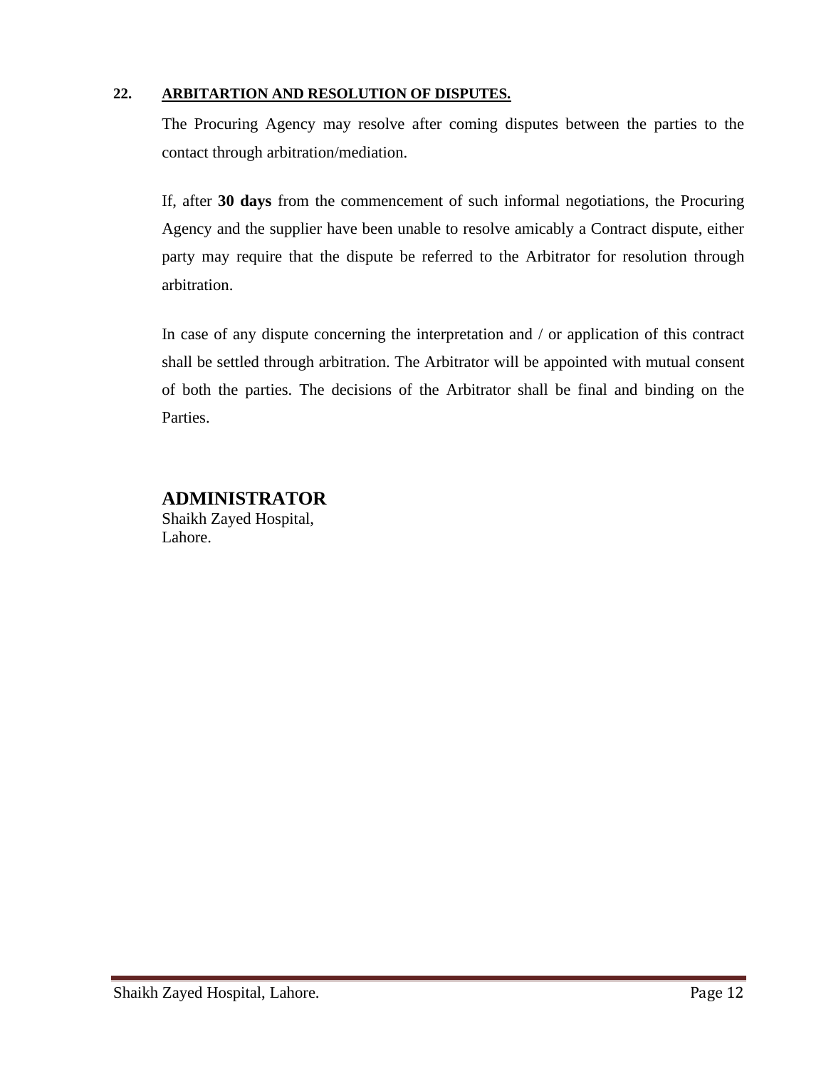**22. <u>ARBITARTION AND RESOLUTION OF DISPUTES.</u>**

The Procuring Agency may resolve after coming disputes between the parties to the contact through arbitration/mediation.

If, after **30 days** from the commencement of such informal negotiations, the Procuring Agency and the supplier have been unable to resolve amicably a Contract dispute, either party may require that the dispute be referred to the Arbitrator for resolution through arbitration.

In case of any dispute concerning the interpretation and / or application of this contract shall be settled through arbitration. The Arbitrator will be appointed with mutual consent of both the parties. The decisions of the Arbitrator shall be final and binding on the Parties.

**ADMINISTRATOR**
Shaikh Zayed Hospital,
Lahore.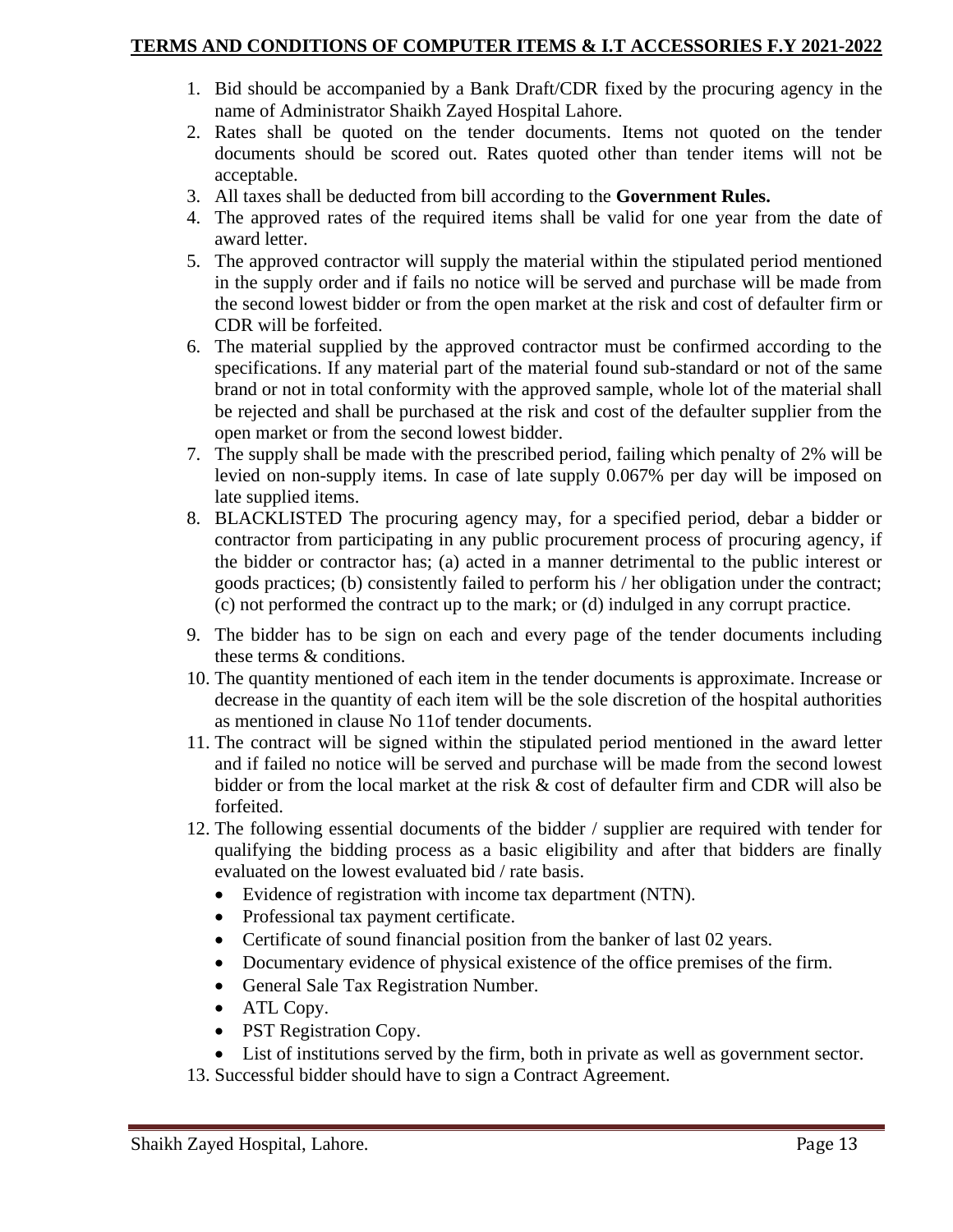## TERMS AND CONDITIONS OF COMPUTER ITEMS & I.T ACCESSORIES F.Y 2021-2022

1. Bid should be accompanied by a Bank Draft/CDR fixed by the procuring agency in the name of Administrator Shaikh Zayed Hospital Lahore.
2. Rates shall be quoted on the tender documents. Items not quoted on the tender documents should be scored out. Rates quoted other than tender items will not be acceptable.
3. All taxes shall be deducted from bill according to the **Government Rules.**
4. The approved rates of the required items shall be valid for one year from the date of award letter.
5. The approved contractor will supply the material within the stipulated period mentioned in the supply order and if fails no notice will be served and purchase will be made from the second lowest bidder or from the open market at the risk and cost of defaulter firm or CDR will be forfeited.
6. The material supplied by the approved contractor must be confirmed according to the specifications. If any material part of the material found sub-standard or not of the same brand or not in total conformity with the approved sample, whole lot of the material shall be rejected and shall be purchased at the risk and cost of the defaulter supplier from the open market or from the second lowest bidder.
7. The supply shall be made with the prescribed period, failing which penalty of 2% will be levied on non-supply items. In case of late supply 0.067% per day will be imposed on late supplied items.
8. BLACKLISTED The procuring agency may, for a specified period, debar a bidder or contractor from participating in any public procurement process of procuring agency, if the bidder or contractor has; (a) acted in a manner detrimental to the public interest or goods practices; (b) consistently failed to perform his / her obligation under the contract; (c) not performed the contract up to the mark; or (d) indulged in any corrupt practice.
9. The bidder has to be sign on each and every page of the tender documents including these terms & conditions.
10. The quantity mentioned of each item in the tender documents is approximate. Increase or decrease in the quantity of each item will be the sole discretion of the hospital authorities as mentioned in clause No 11of tender documents.
11. The contract will be signed within the stipulated period mentioned in the award letter and if failed no notice will be served and purchase will be made from the second lowest bidder or from the local market at the risk & cost of defaulter firm and CDR will also be forfeited.
12. The following essential documents of the bidder / supplier are required with tender for qualifying the bidding process as a basic eligibility and after that bidders are finally evaluated on the lowest evaluated bid / rate basis.
    - Evidence of registration with income tax department (NTN).
    - Professional tax payment certificate.
    - Certificate of sound financial position from the banker of last 02 years.
    - Documentary evidence of physical existence of the office premises of the firm.
    - General Sale Tax Registration Number.
    - ATL Copy.
    - PST Registration Copy.
    - List of institutions served by the firm, both in private as well as government sector.
13. Successful bidder should have to sign a Contract Agreement.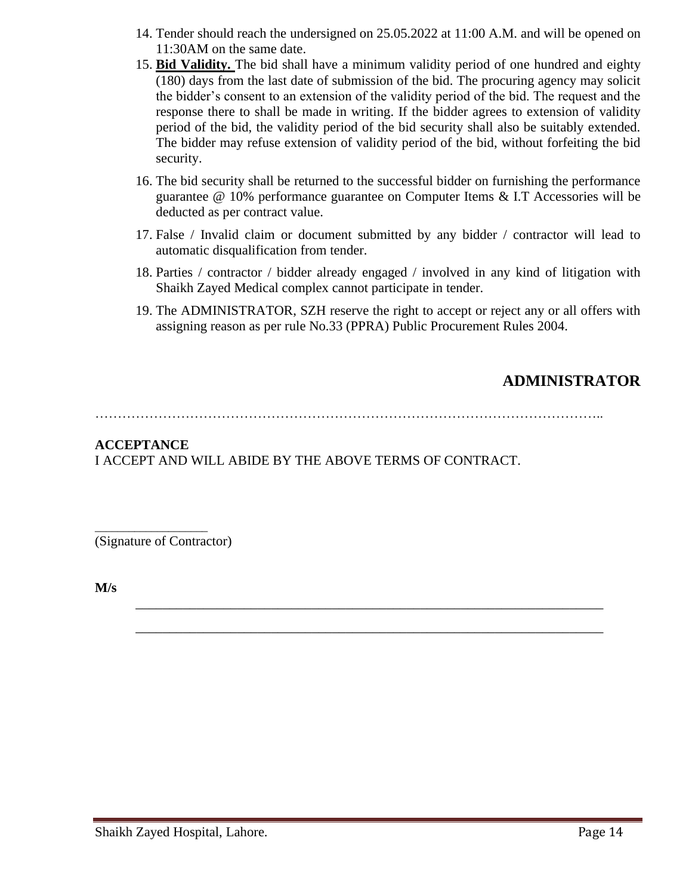14. Tender should reach the undersigned on 25.05.2022 at 11:00 A.M. and will be opened on 11:30AM on the same date.
15. **Bid Validity.** The bid shall have a minimum validity period of one hundred and eighty (180) days from the last date of submission of the bid. The procuring agency may solicit the bidder's consent to an extension of the validity period of the bid. The request and the response there to shall be made in writing. If the bidder agrees to extension of validity period of the bid, the validity period of the bid security shall also be suitably extended. The bidder may refuse extension of validity period of the bid, without forfeiting the bid security.
16. The bid security shall be returned to the successful bidder on furnishing the performance guarantee @ 10% performance guarantee on Computer Items & I.T Accessories will be deducted as per contract value.
17. False / Invalid claim or document submitted by any bidder / contractor will lead to automatic disqualification from tender.
18. Parties / contractor / bidder already engaged / involved in any kind of litigation with Shaikh Zayed Medical complex cannot participate in tender.
19. The ADMINISTRATOR, SZH reserve the right to accept or reject any or all offers with assigning reason as per rule No.33 (PPRA) Public Procurement Rules 2004.

**ADMINISTRATOR**

…………………………………………………………………………………………………..

**ACCEPTANCE**

I ACCEPT AND WILL ABIDE BY THE ABOVE TERMS OF CONTRACT.

\_\_\_\_\_\_\_\_\_\_\_\_\_\_\_\_\_

(Signature of Contractor)

**M/s**

\_\_\_\_\_\_\_\_\_\_\_\_\_\_\_\_\_\_\_\_\_\_\_\_\_\_\_\_\_\_\_\_\_\_\_\_\_\_\_\_\_\_\_\_\_\_\_\_\_\_\_\_\_\_\_\_\_\_\_\_\_\_\_\_\_\_

\_\_\_\_\_\_\_\_\_\_\_\_\_\_\_\_\_\_\_\_\_\_\_\_\_\_\_\_\_\_\_\_\_\_\_\_\_\_\_\_\_\_\_\_\_\_\_\_\_\_\_\_\_\_\_\_\_\_\_\_\_\_\_\_\_\_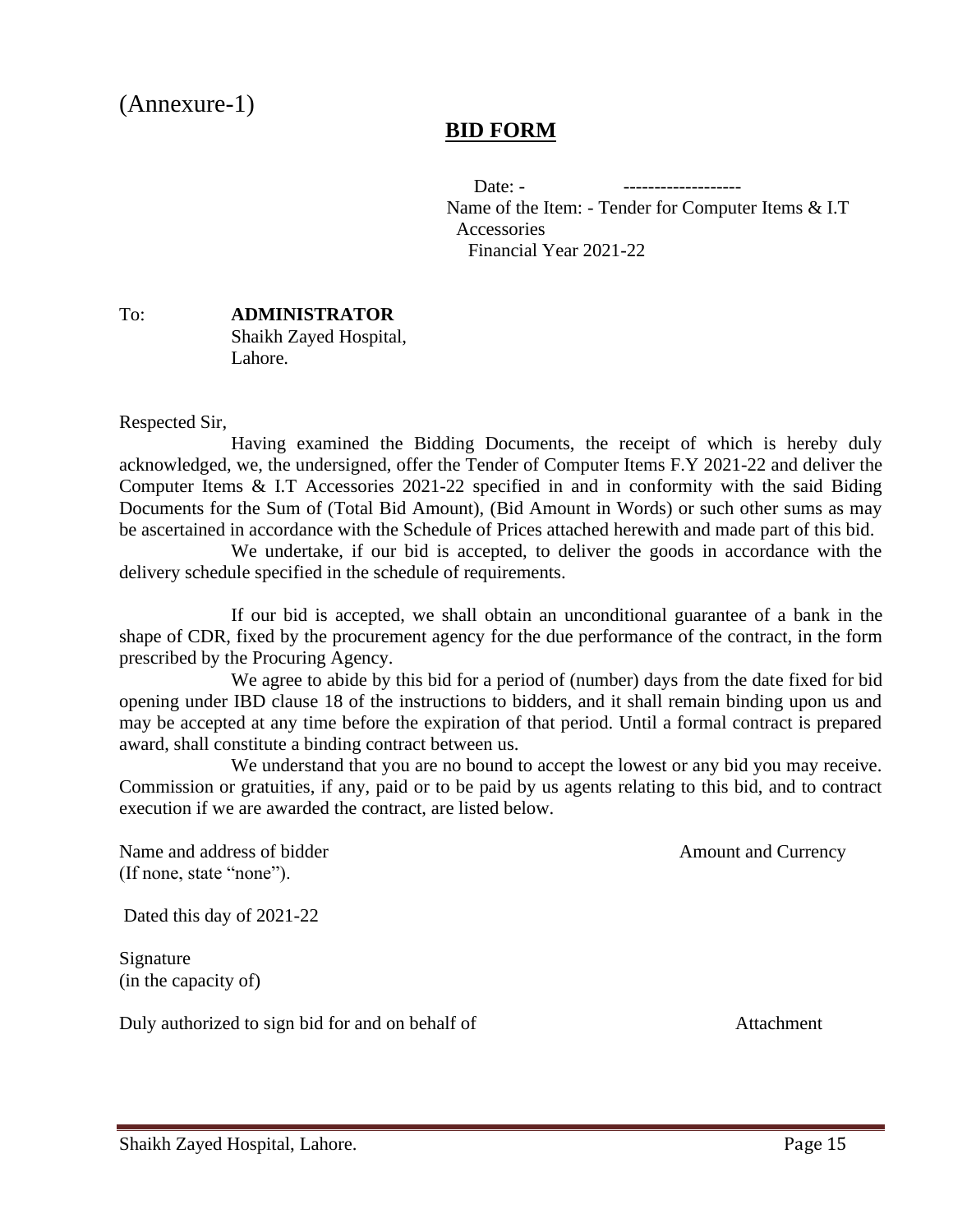(Annexure-1)

## BID FORM

Date: - -------------------

Name of the Item: - Tender for Computer Items & I.T Accessories

Financial Year 2021-22

To: **ADMINISTRATOR**
Shaikh Zayed Hospital,
Lahore.

Respected Sir,

Having examined the Bidding Documents, the receipt of which is hereby duly acknowledged, we, the undersigned, offer the Tender of Computer Items F.Y 2021-22 and deliver the Computer Items & I.T Accessories 2021-22 specified in and in conformity with the said Biding Documents for the Sum of (Total Bid Amount), (Bid Amount in Words) or such other sums as may be ascertained in accordance with the Schedule of Prices attached herewith and made part of this bid.

We undertake, if our bid is accepted, to deliver the goods in accordance with the delivery schedule specified in the schedule of requirements.

If our bid is accepted, we shall obtain an unconditional guarantee of a bank in the shape of CDR, fixed by the procurement agency for the due performance of the contract, in the form prescribed by the Procuring Agency.

We agree to abide by this bid for a period of (number) days from the date fixed for bid opening under IBD clause 18 of the instructions to bidders, and it shall remain binding upon us and may be accepted at any time before the expiration of that period. Until a formal contract is prepared award, shall constitute a binding contract between us.

We understand that you are no bound to accept the lowest or any bid you may receive. Commission or gratuities, if any, paid or to be paid by us agents relating to this bid, and to contract execution if we are awarded the contract, are listed below.

Name and address of bidder                                                                 Amount and Currency
(If none, state "none").

Dated this day of 2021-22

Signature
(in the capacity of)

Duly authorized to sign bid for and on behalf of                                                 Attachment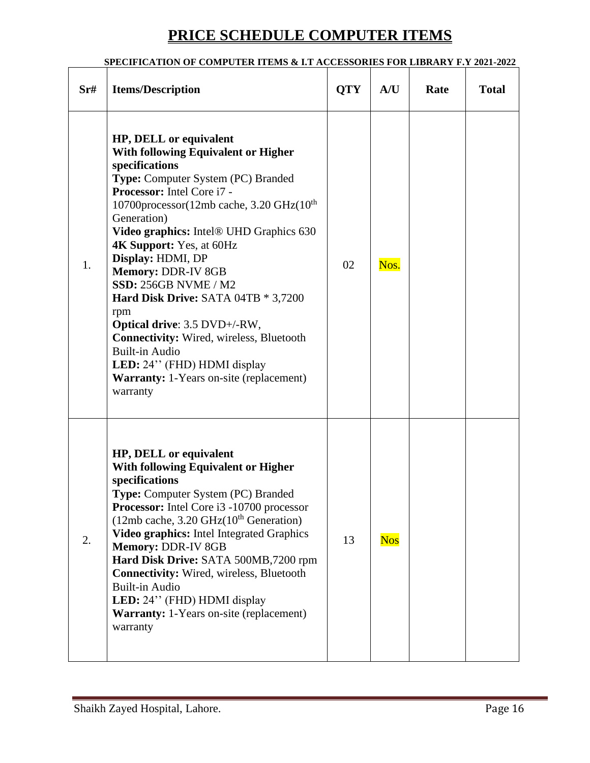# PRICE SCHEDULE COMPUTER ITEMS

**SPECIFICATION OF COMPUTER ITEMS & I.T ACCESSORIES FOR LIBRARY F.Y 2021-2022**

| Sr# | Items/Description | QTY | A/U | Rate | Total |
|---|---|---|---|---|---|
| 1. | **HP, DELL or equivalent**<br>**With following Equivalent or Higher specifications**<br>**Type:** Computer System (PC) Branded<br>**Processor:** Intel Core i7 - 10700processor(12mb cache, 3.20 GHz(10th Generation)<br>**Video graphics:** Intel® UHD Graphics 630<br>**4K Support:** Yes, at 60Hz<br>**Display:** HDMI, DP<br>**Memory:** DDR-IV 8GB<br>**SSD:** 256GB NVME / M2<br>**Hard Disk Drive:** SATA 04TB * 3,7200 rpm<br>**Optical drive**: 3.5 DVD+/-RW,<br>**Connectivity:** Wired, wireless, Bluetooth<br>Built-in Audio<br>**LED:** 24'' (FHD) HDMI display<br>**Warranty:** 1-Years on-site (replacement) warranty | 02 | Nos. | | |
| 2. | **HP, DELL or equivalent**<br>**With following Equivalent or Higher specifications**<br>**Type:** Computer System (PC) Branded<br>**Processor:** Intel Core i3 -10700 processor (12mb cache, 3.20 GHz(10th Generation)<br>**Video graphics:** Intel Integrated Graphics<br>**Memory:** DDR-IV 8GB<br>**Hard Disk Drive:** SATA 500MB,7200 rpm<br>**Connectivity:** Wired, wireless, Bluetooth<br>Built-in Audio<br>**LED:** 24'' (FHD) HDMI display<br>**Warranty:** 1-Years on-site (replacement) warranty | 13 | Nos | | |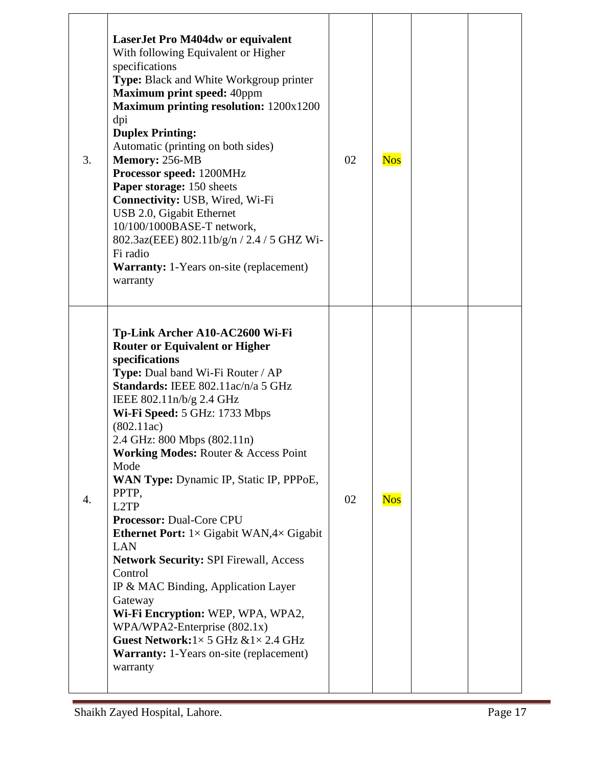| 3. | **LaserJet Pro M404dw or equivalent**<br>With following Equivalent or Higher specifications<br>**Type:** Black and White Workgroup printer<br>**Maximum print speed:** 40ppm<br>**Maximum printing resolution:** 1200x1200 dpi<br>**Duplex Printing:**<br>Automatic (printing on both sides)<br>**Memory:** 256-MB<br>**Processor speed:** 1200MHz<br>**Paper storage:** 150 sheets<br>**Connectivity:** USB, Wired, Wi-Fi<br>USB 2.0, Gigabit Ethernet 10/100/1000BASE-T network, 802.3az(EEE) 802.11b/g/n / 2.4 / 5 GHZ Wi-Fi radio<br>**Warranty:** 1-Years on-site (replacement) warranty | 02 | Nos | | |
|---|---|---|---|---|---|
| 4. | **Tp-Link Archer A10-AC2600 Wi-Fi Router or Equivalent or Higher specifications**<br>**Type:** Dual band Wi-Fi Router / AP<br>**Standards:** IEEE 802.11ac/n/a 5 GHz<br>IEEE 802.11n/b/g 2.4 GHz<br>**Wi-Fi Speed:** 5 GHz: 1733 Mbps (802.11ac)<br>2.4 GHz: 800 Mbps (802.11n)<br>**Working Modes:** Router & Access Point Mode<br>**WAN Type:** Dynamic IP, Static IP, PPPoE, PPTP,<br>L2TP<br>**Processor:** Dual-Core CPU<br>**Ethernet Port:** 1× Gigabit WAN,4× Gigabit LAN<br>**Network Security:** SPI Firewall, Access Control<br>IP & MAC Binding, Application Layer Gateway<br>**Wi-Fi Encryption:** WEP, WPA, WPA2, WPA/WPA2-Enterprise (802.1x)<br>**Guest Network:**1× 5 GHz &1× 2.4 GHz<br>**Warranty:** 1-Years on-site (replacement) warranty | 02 | Nos | | |

Shaikh Zayed Hospital, Lahore.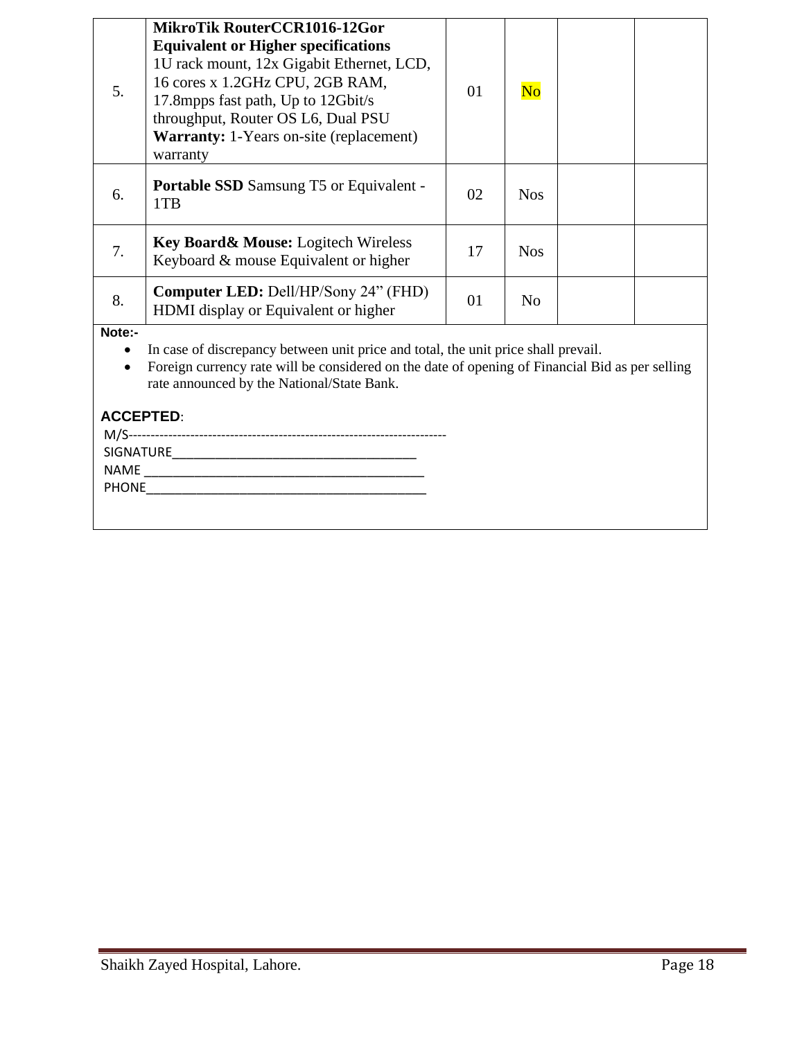| 5. | **MikroTik RouterCCR1016-12Gor Equivalent or Higher specifications** 1U rack mount, 12x Gigabit Ethernet, LCD, 16 cores x 1.2GHz CPU, 2GB RAM, 17.8mpps fast path, Up to 12Gbit/s throughput, Router OS L6, Dual PSU **Warranty:** 1-Years on-site (replacement) warranty | 01 | No | | |
|---|---|---|---|---|---|
| 6. | **Portable SSD** Samsung T5 or Equivalent - 1TB | 02 | Nos | | |
| 7. | **Key Board& Mouse:** Logitech Wireless Keyboard & mouse Equivalent or higher | 17 | Nos | | |
| 8. | **Computer LED:** Dell/HP/Sony 24" (FHD) HDMI display or Equivalent or higher | 01 | No | | |

**Note:-**

- In case of discrepancy between unit price and total, the unit price shall prevail.
- Foreign currency rate will be considered on the date of opening of Financial Bid as per selling rate announced by the National/State Bank.

**ACCEPTED**:

M/S------------------------------------------------------------------------

SIGNATURE___________________________________

NAME ________________________________________

PHONE________________________________________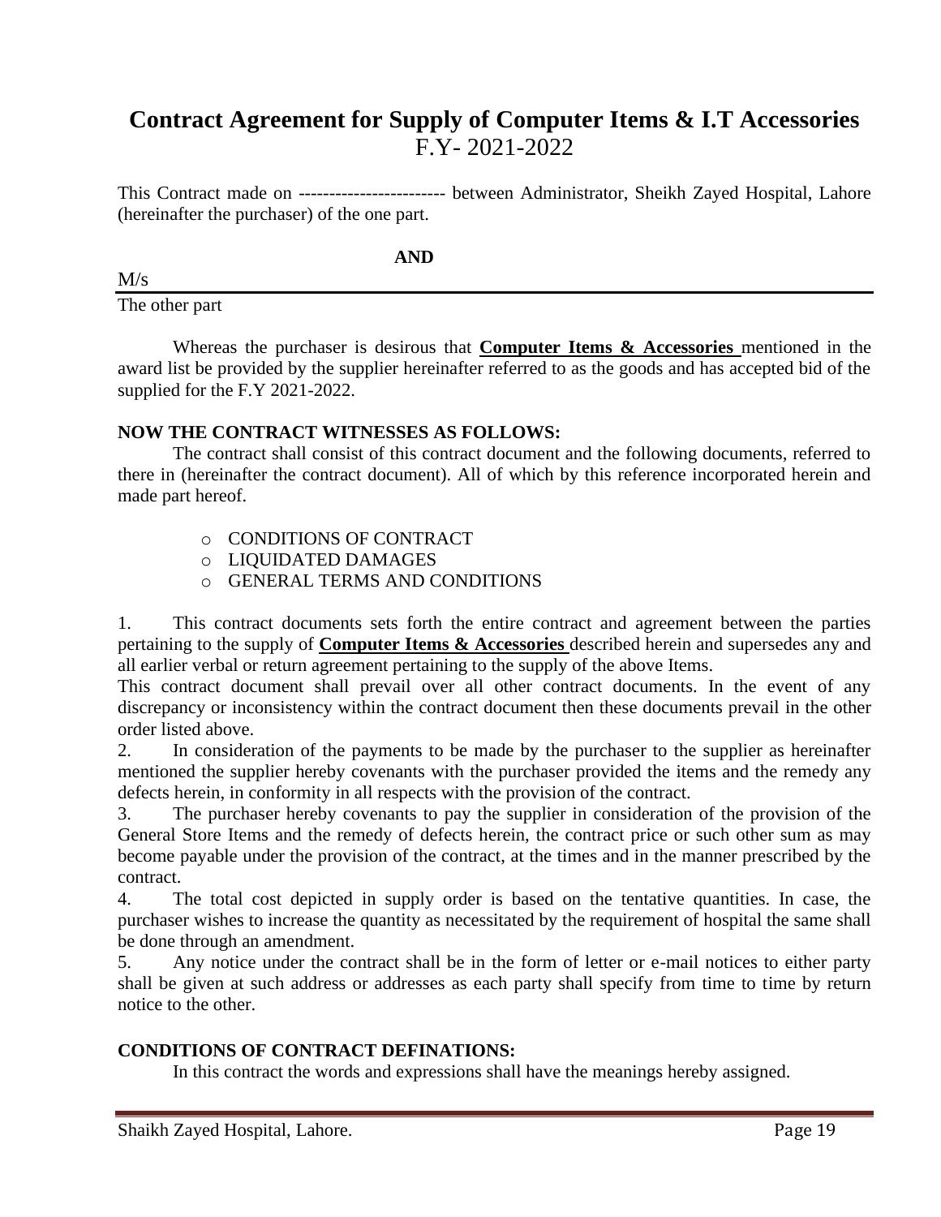# Contract Agreement for Supply of Computer Items & I.T Accessories

F.Y- 2021-2022

This Contract made on ------------------------ between Administrator, Sheikh Zayed Hospital, Lahore (hereinafter the purchaser) of the one part.

**AND**

M/s

---

The other part

Whereas the purchaser is desirous that **Computer Items & Accessories** mentioned in the award list be provided by the supplier hereinafter referred to as the goods and has accepted bid of the supplied for the F.Y 2021-2022.

**NOW THE CONTRACT WITNESSES AS FOLLOWS:**

The contract shall consist of this contract document and the following documents, referred to there in (hereinafter the contract document). All of which by this reference incorporated herein and made part hereof.

- CONDITIONS OF CONTRACT
- LIQUIDATED DAMAGES
- GENERAL TERMS AND CONDITIONS

1. This contract documents sets forth the entire contract and agreement between the parties pertaining to the supply of **Computer Items & Accessories** described herein and supersedes any and all earlier verbal or return agreement pertaining to the supply of the above Items.
This contract document shall prevail over all other contract documents. In the event of any discrepancy or inconsistency within the contract document then these documents prevail in the other order listed above.
2. In consideration of the payments to be made by the purchaser to the supplier as hereinafter mentioned the supplier hereby covenants with the purchaser provided the items and the remedy any defects herein, in conformity in all respects with the provision of the contract.
3. The purchaser hereby covenants to pay the supplier in consideration of the provision of the General Store Items and the remedy of defects herein, the contract price or such other sum as may become payable under the provision of the contract, at the times and in the manner prescribed by the contract.
4. The total cost depicted in supply order is based on the tentative quantities. In case, the purchaser wishes to increase the quantity as necessitated by the requirement of hospital the same shall be done through an amendment.
5. Any notice under the contract shall be in the form of letter or e-mail notices to either party shall be given at such address or addresses as each party shall specify from time to time by return notice to the other.

**CONDITIONS OF CONTRACT DEFINATIONS:**

In this contract the words and expressions shall have the meanings hereby assigned.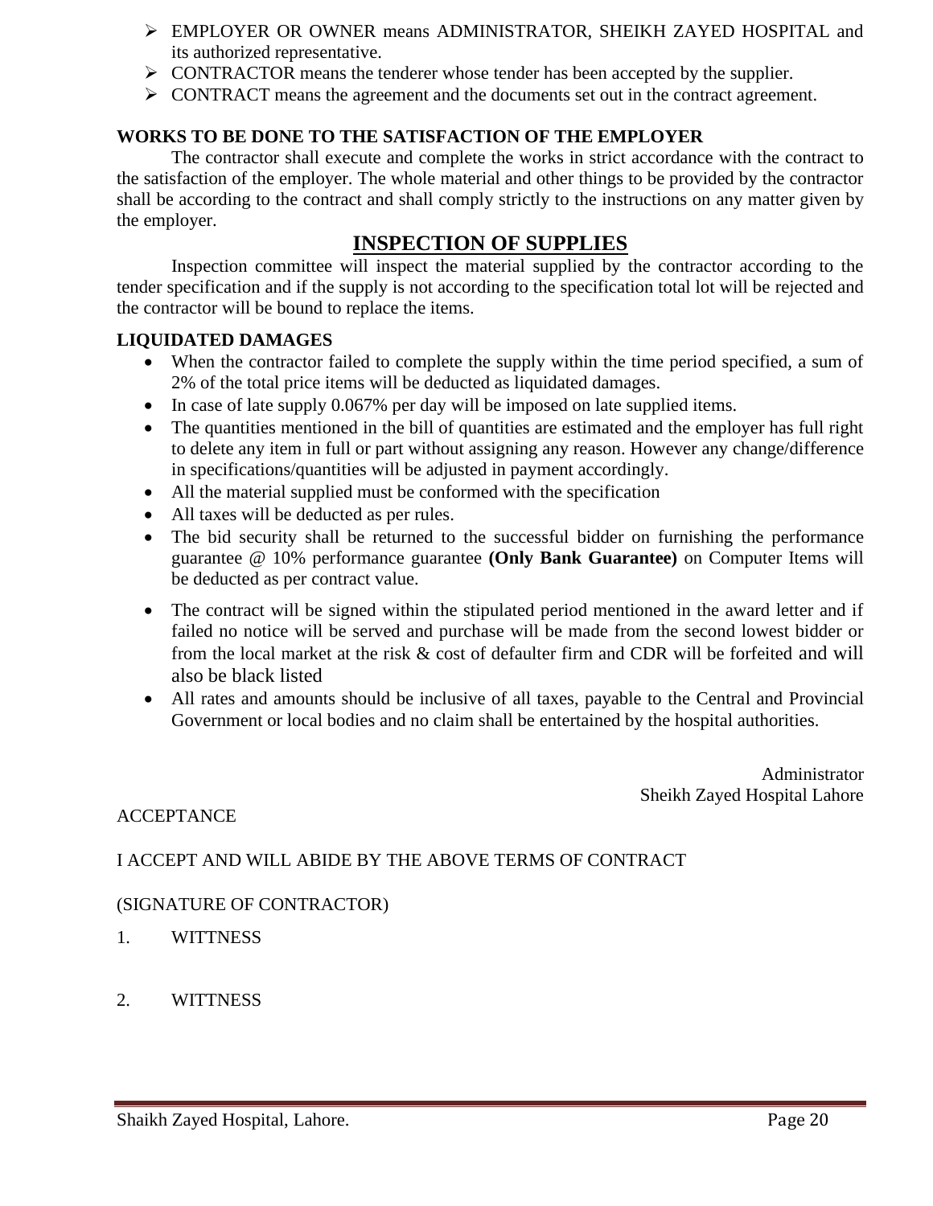- EMPLOYER OR OWNER means ADMINISTRATOR, SHEIKH ZAYED HOSPITAL and its authorized representative.
- CONTRACTOR means the tenderer whose tender has been accepted by the supplier.
- CONTRACT means the agreement and the documents set out in the contract agreement.

**WORKS TO BE DONE TO THE SATISFACTION OF THE EMPLOYER**

The contractor shall execute and complete the works in strict accordance with the contract to the satisfaction of the employer. The whole material and other things to be provided by the contractor shall be according to the contract and shall comply strictly to the instructions on any matter given by the employer.

## INSPECTION OF SUPPLIES

Inspection committee will inspect the material supplied by the contractor according to the tender specification and if the supply is not according to the specification total lot will be rejected and the contractor will be bound to replace the items.

**LIQUIDATED DAMAGES**

- When the contractor failed to complete the supply within the time period specified, a sum of 2% of the total price items will be deducted as liquidated damages.
- In case of late supply 0.067% per day will be imposed on late supplied items.
- The quantities mentioned in the bill of quantities are estimated and the employer has full right to delete any item in full or part without assigning any reason. However any change/difference in specifications/quantities will be adjusted in payment accordingly.
- All the material supplied must be conformed with the specification
- All taxes will be deducted as per rules.
- The bid security shall be returned to the successful bidder on furnishing the performance guarantee @ 10% performance guarantee **(Only Bank Guarantee)** on Computer Items will be deducted as per contract value.
- The contract will be signed within the stipulated period mentioned in the award letter and if failed no notice will be served and purchase will be made from the second lowest bidder or from the local market at the risk & cost of defaulter firm and CDR will be forfeited and will also be black listed
- All rates and amounts should be inclusive of all taxes, payable to the Central and Provincial Government or local bodies and no claim shall be entertained by the hospital authorities.

Administrator
Sheikh Zayed Hospital Lahore

ACCEPTANCE

I ACCEPT AND WILL ABIDE BY THE ABOVE TERMS OF CONTRACT

(SIGNATURE OF CONTRACTOR)

1. WITTNESS

2. WITTNESS